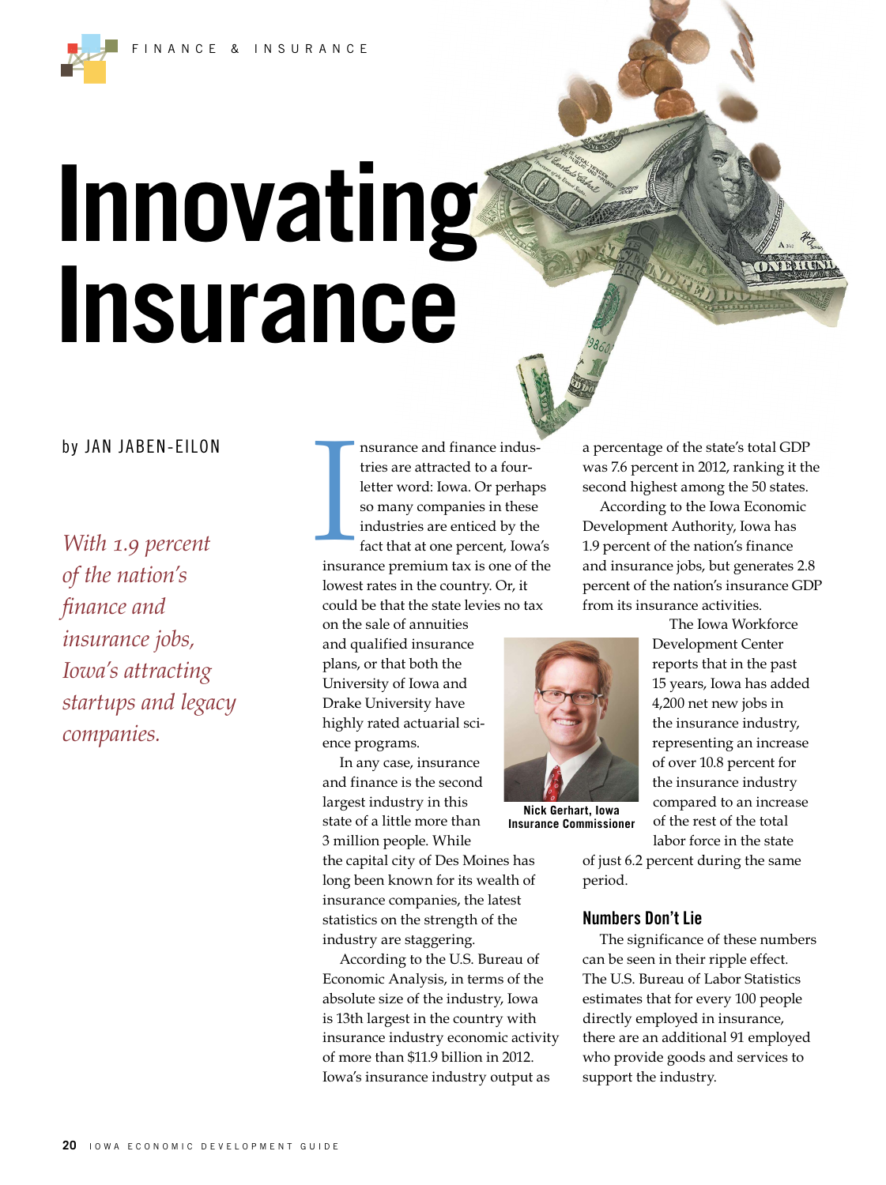# Innovating Insurance

by JAN JABEN-EILON

*With 1.9 percent of the nation's finance and insurance jobs, Iowa's attracting startups and legacy companies.*

Insurance and finance industries are attracted to a four-letter word: Iowa. Or perhaps so many companies in these industries are enticed by the fact that at one percent, Iowa's insurance premium tax is one of the lowest rates in the country. Or, it could be that the state levies no tax on the sale of annuities and qualified insurance plans, or that both the University of Iowa and Drake University have highly rated actuarial science programs.

In any case, insurance and finance is the second largest industry in this state of a little more than 3 million people. While the capital city of Des Moines has long been known for its wealth of insurance companies, the latest statistics on the strength of the industry are staggering.

According to the U.S. Bureau of Economic Analysis, in terms of the absolute size of the industry, Iowa is 13th largest in the country with insurance industry economic activity of more than $11.9 billion in 2012. Iowa's insurance industry output as a percentage of the state's total GDP was 7.6 percent in 2012, ranking it the second highest among the 50 states.

According to the Iowa Economic Development Authority, Iowa has 1.9 percent of the nation's finance and insurance jobs, but generates 2.8 percent of the nation's insurance GDP from its insurance activities.

Nick Gerhart, Iowa Insurance Commissioner

The Iowa Workforce Development Center reports that in the past 15 years, Iowa has added 4,200 net new jobs in the insurance industry, representing an increase of over 10.8 percent for the insurance industry compared to an increase of the rest of the total labor force in the state of just 6.2 percent during the same period.

## Numbers Don't Lie

The significance of these numbers can be seen in their ripple effect. The U.S. Bureau of Labor Statistics estimates that for every 100 people directly employed in insurance, there are an additional 91 employed who provide goods and services to support the industry.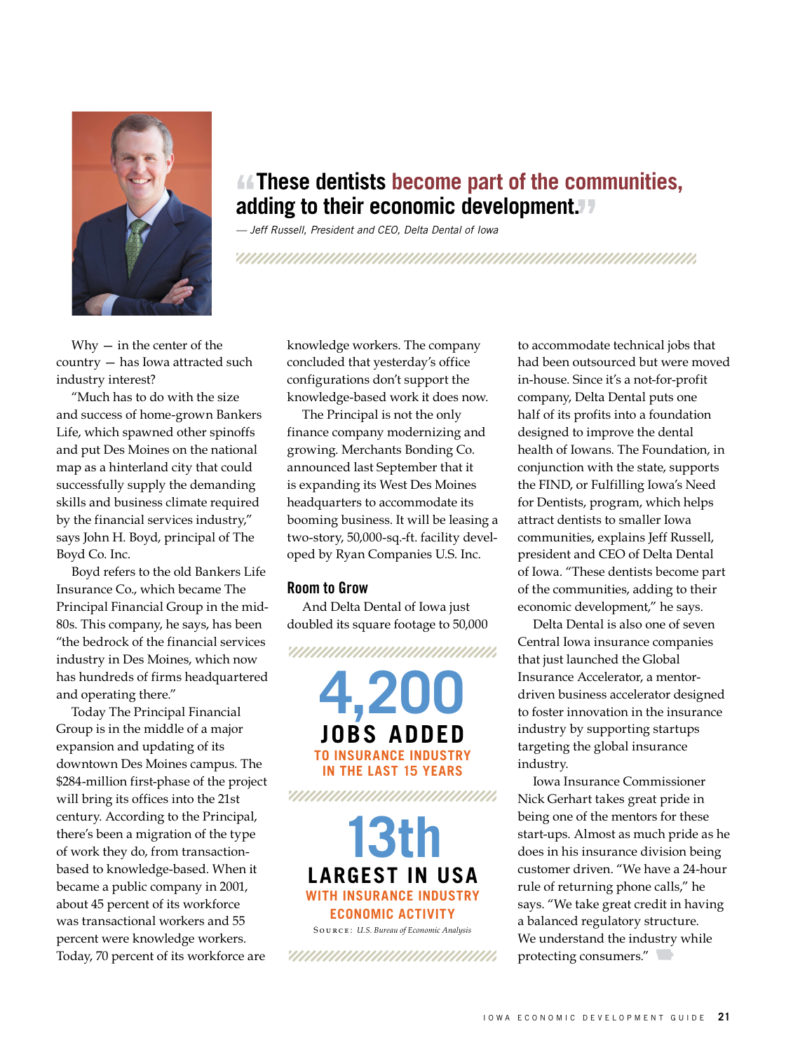> **"These dentists become part of the communities, adding to their economic development."**
>
> *— Jeff Russell, President and CEO, Delta Dental of Iowa*

Why — in the center of the country — has Iowa attracted such industry interest?

"Much has to do with the size and success of home-grown Bankers Life, which spawned other spinoffs and put Des Moines on the national map as a hinterland city that could successfully supply the demanding skills and business climate required by the financial services industry," says John H. Boyd, principal of The Boyd Co. Inc.

Boyd refers to the old Bankers Life Insurance Co., which became The Principal Financial Group in the mid-80s. This company, he says, has been "the bedrock of the financial services industry in Des Moines, which now has hundreds of firms headquartered and operating there."

Today The Principal Financial Group is in the middle of a major expansion and updating of its downtown Des Moines campus. The $284-million first-phase of the project will bring its offices into the 21st century. According to the Principal, there's been a migration of the type of work they do, from transaction-based to knowledge-based. When it became a public company in 2001, about 45 percent of its workforce was transactional workers and 55 percent were knowledge workers. Today, 70 percent of its workforce are knowledge workers. The company concluded that yesterday's office configurations don't support the knowledge-based work it does now.

The Principal is not the only finance company modernizing and growing. Merchants Bonding Co. announced last September that it is expanding its West Des Moines headquarters to accommodate its booming business. It will be leasing a two-story, 50,000-sq.-ft. facility developed by Ryan Companies U.S. Inc.

## Room to Grow

And Delta Dental of Iowa just doubled its square footage to 50,000 to accommodate technical jobs that had been outsourced but were moved in-house. Since it's a not-for-profit company, Delta Dental puts one half of its profits into a foundation designed to improve the dental health of Iowans. The Foundation, in conjunction with the state, supports the FIND, or Fulfilling Iowa's Need for Dentists, program, which helps attract dentists to smaller Iowa communities, explains Jeff Russell, president and CEO of Delta Dental of Iowa. "These dentists become part of the communities, adding to their economic development," he says.

Delta Dental is also one of seven Central Iowa insurance companies that just launched the Global Insurance Accelerator, a mentor-driven business accelerator designed to foster innovation in the insurance industry by supporting startups targeting the global insurance industry.

Iowa Insurance Commissioner Nick Gerhart takes great pride in being one of the mentors for these start-ups. Almost as much pride as he does in his insurance division being customer driven. "We have a 24-hour rule of returning phone calls," he says. "We take credit in having a balanced regulatory structure. We understand the industry while protecting consumers."

**4,200**
**JOBS ADDED**
**TO INSURANCE INDUSTRY IN THE LAST 15 YEARS**

**13th**
**LARGEST IN USA**
**WITH INSURANCE INDUSTRY ECONOMIC ACTIVITY**

Source: *U.S. Bureau of Economic Analysis*